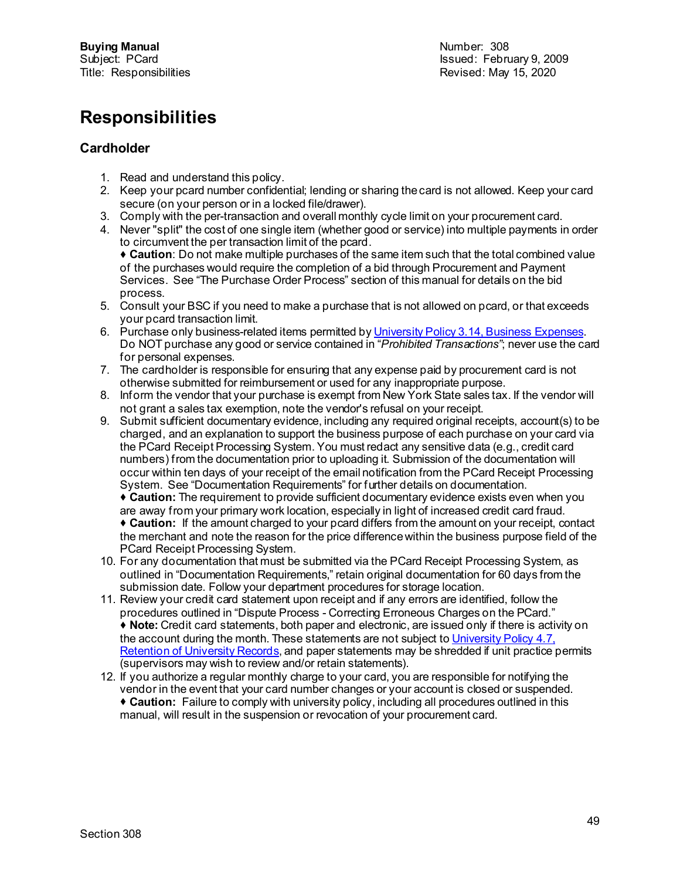**Buying Manual**
Subject: PCard
Title: Responsibilities

Number: 308
Issued: February 9, 2009
Revised: May 15, 2020

# Responsibilities

## Cardholder

1. Read and understand this policy.
2. Keep your pcard number confidential; lending or sharing the card is not allowed. Keep your card secure (on your person or in a locked file/drawer).
3. Comply with the per-transaction and overall monthly cycle limit on your procurement card.
4. Never "split" the cost of one single item (whether good or service) into multiple payments in order to circumvent the per transaction limit of the pcard.
   ♦ **Caution**: Do not make multiple purchases of the same item such that the total combined value of the purchases would require the completion of a bid through Procurement and Payment Services. See "The Purchase Order Process" section of this manual for details on the bid process.
5. Consult your BSC if you need to make a purchase that is not allowed on pcard, or that exceeds your pcard transaction limit.
6. Purchase only business-related items permitted by [University Policy 3.14, Business Expenses](). Do NOT purchase any good or service contained in "*Prohibited Transactions*"; never use the card for personal expenses.
7. The cardholder is responsible for ensuring that any expense paid by procurement card is not otherwise submitted for reimbursement or used for any inappropriate purpose.
8. Inform the vendor that your purchase is exempt from New York State sales tax. If the vendor will not grant a sales tax exemption, note the vendor's refusal on your receipt.
9. Submit sufficient documentary evidence, including any required original receipts, account(s) to be charged, and an explanation to support the business purpose of each purchase on your card via the PCard Receipt Processing System. You must redact any sensitive data (e.g., credit card numbers) from the documentation prior to uploading it. Submission of the documentation will occur within ten days of your receipt of the email notification from the PCard Receipt Processing System. See "Documentation Requirements" for further details on documentation.
   ♦ **Caution:** The requirement to provide sufficient documentary evidence exists even when you are away from your primary work location, especially in light of increased credit card fraud.
   ♦ **Caution:** If the amount charged to your pcard differs from the amount on your receipt, contact the merchant and note the reason for the price difference within the business purpose field of the PCard Receipt Processing System.
10. For any documentation that must be submitted via the PCard Receipt Processing System, as outlined in "Documentation Requirements," retain original documentation for 60 days from the submission date. Follow your department procedures for storage location.
11. Review your credit card statement upon receipt and if any errors are identified, follow the procedures outlined in "Dispute Process - Correcting Erroneous Charges on the PCard."
    ♦ **Note:** Credit card statements, both paper and electronic, are issued only if there is activity on the account during the month. These statements are not subject to [University Policy 4.7, Retention of University Records](), and paper statements may be shredded if unit practice permits (supervisors may wish to review and/or retain statements).
12. If you authorize a regular monthly charge to your card, you are responsible for notifying the vendor in the event that your card number changes or your account is closed or suspended.
    ♦ **Caution:** Failure to comply with university policy, including all procedures outlined in this manual, will result in the suspension or revocation of your procurement card.

Section 308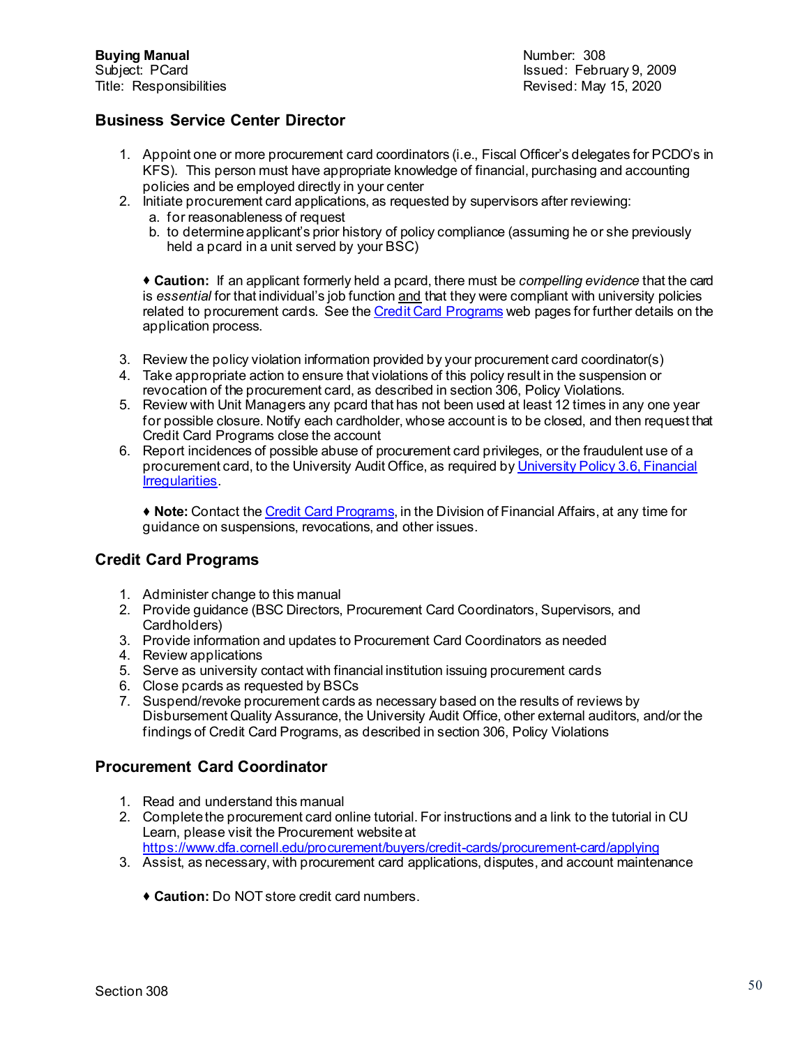**Buying Manual**
Subject: PCard
Title: Responsibilities

Number: 308
Issued: February 9, 2009
Revised: May 15, 2020

## Business Service Center Director

1. Appoint one or more procurement card coordinators (i.e., Fiscal Officer's delegates for PCDO's in KFS). This person must have appropriate knowledge of financial, purchasing and accounting policies and be employed directly in your center
2. Initiate procurement card applications, as requested by supervisors after reviewing:
   a. for reasonableness of request
   b. to determine applicant's prior history of policy compliance (assuming he or she previously held a pcard in a unit served by your BSC)

   ♦ **Caution:** If an applicant formerly held a pcard, there must be *compelling evidence* that the card is *essential* for that individual's job function and that they were compliant with university policies related to procurement cards. See the [Credit Card Programs]() web pages for further details on the application process.

3. Review the policy violation information provided by your procurement card coordinator(s)
4. Take appropriate action to ensure that violations of this policy result in the suspension or revocation of the procurement card, as described in section 306, Policy Violations.
5. Review with Unit Managers any pcard that has not been used at least 12 times in any one year for possible closure. Notify each cardholder, whose account is to be closed, and then request that Credit Card Programs close the account
6. Report incidences of possible abuse of procurement card privileges, or the fraudulent use of a procurement card, to the University Audit Office, as required by [University Policy 3.6, Financial Irregularities]().

   ♦ **Note:** Contact the [Credit Card Programs](), in the Division of Financial Affairs, at any time for guidance on suspensions, revocations, and other issues.

## Credit Card Programs

1. Administer change to this manual
2. Provide guidance (BSC Directors, Procurement Card Coordinators, Supervisors, and Cardholders)
3. Provide information and updates to Procurement Card Coordinators as needed
4. Review applications
5. Serve as university contact with financial institution issuing procurement cards
6. Close pcards as requested by BSCs
7. Suspend/revoke procurement cards as necessary based on the results of reviews by Disbursement Quality Assurance, the University Audit Office, other external auditors, and/or the findings of Credit Card Programs, as described in section 306, Policy Violations

## Procurement Card Coordinator

1. Read and understand this manual
2. Complete the procurement card online tutorial. For instructions and a link to the tutorial in CU Learn, please visit the Procurement website at https://www.dfa.cornell.edu/procurement/buyers/credit-cards/procurement-card/applying
3. Assist, as necessary, with procurement card applications, disputes, and account maintenance

   ♦ **Caution:** Do NOT store credit card numbers.

Section 308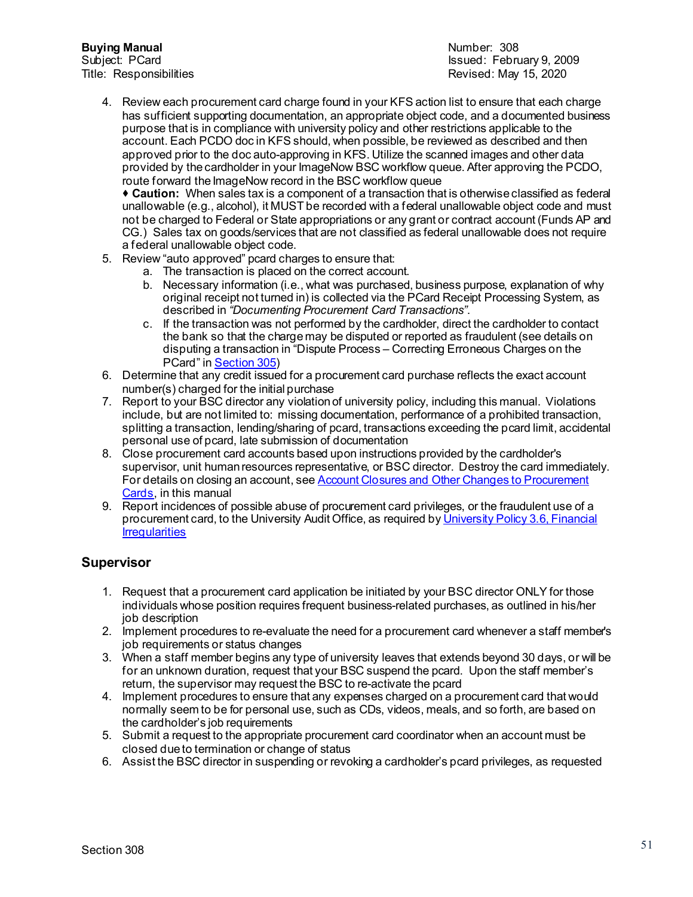4. Review each procurement card charge found in your KFS action list to ensure that each charge has sufficient supporting documentation, an appropriate object code, and a documented business purpose that is in compliance with university policy and other restrictions applicable to the account. Each PCDO doc in KFS should, when possible, be reviewed as described and then approved prior to the doc auto-approving in KFS. Utilize the scanned images and other data provided by the cardholder in your ImageNow BSC workflow queue. After approving the PCDO, route forward the ImageNow record in the BSC workflow queue

   ♦ **Caution:** When sales tax is a component of a transaction that is otherwise classified as federal unallowable (e.g., alcohol), it MUST be recorded with a federal unallowable object code and must not be charged to Federal or State appropriations or any grant or contract account (Funds AP and CG.) Sales tax on goods/services that are not classified as federal unallowable does not require a federal unallowable object code.
5. Review "auto approved" pcard charges to ensure that:
   a. The transaction is placed on the correct account.
   b. Necessary information (i.e., what was purchased, business purpose, explanation of why original receipt not turned in) is collected via the PCard Receipt Processing System, as described in *"Documenting Procurement Card Transactions"*.
   c. If the transaction was not performed by the cardholder, direct the cardholder to contact the bank so that the charge may be disputed or reported as fraudulent (see details on disputing a transaction in "Dispute Process – Correcting Erroneous Charges on the PCard" in [Section 305](#))
6. Determine that any credit issued for a procurement card purchase reflects the exact account number(s) charged for the initial purchase
7. Report to your BSC director any violation of university policy, including this manual. Violations include, but are not limited to: missing documentation, performance of a prohibited transaction, splitting a transaction, lending/sharing of pcard, transactions exceeding the pcard limit, accidental personal use of pcard, late submission of documentation
8. Close procurement card accounts based upon instructions provided by the cardholder's supervisor, unit human resources representative, or BSC director. Destroy the card immediately. For details on closing an account, see [Account Closures and Other Changes to Procurement Cards](#), in this manual
9. Report incidences of possible abuse of procurement card privileges, or the fraudulent use of a procurement card, to the University Audit Office, as required by [University Policy 3.6, Financial Irregularities](#)

## Supervisor

1. Request that a procurement card application be initiated by your BSC director ONLY for those individuals whose position requires frequent business-related purchases, as outlined in his/her job description
2. Implement procedures to re-evaluate the need for a procurement card whenever a staff member's job requirements or status changes
3. When a staff member begins any type of university leaves that extends beyond 30 days, or will be for an unknown duration, request that your BSC suspend the pcard. Upon the staff member's return, the supervisor may request the BSC to re-activate the pcard
4. Implement procedures to ensure that any expenses charged on a procurement card that would normally seem to be for personal use, such as CDs, videos, meals, and so forth, are based on the cardholder's job requirements
5. Submit a request to the appropriate procurement card coordinator when an account must be closed due to termination or change of status
6. Assist the BSC director in suspending or revoking a cardholder's pcard privileges, as requested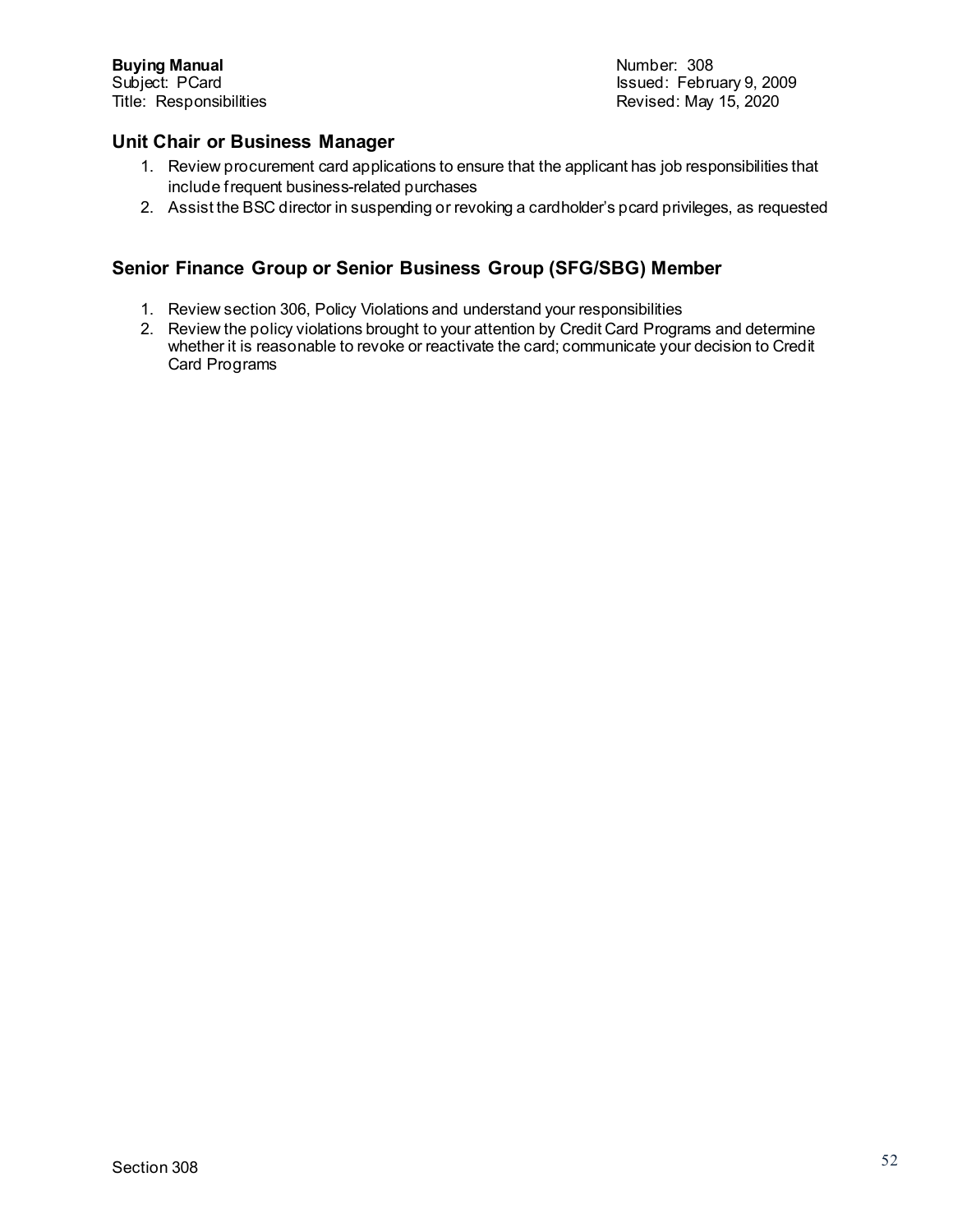## Unit Chair or Business Manager

1. Review procurement card applications to ensure that the applicant has job responsibilities that include frequent business-related purchases
2. Assist the BSC director in suspending or revoking a cardholder's pcard privileges, as requested

## Senior Finance Group or Senior Business Group (SFG/SBG) Member

1. Review section 306, Policy Violations and understand your responsibilities
2. Review the policy violations brought to your attention by Credit Card Programs and determine whether it is reasonable to revoke or reactivate the card; communicate your decision to Credit Card Programs